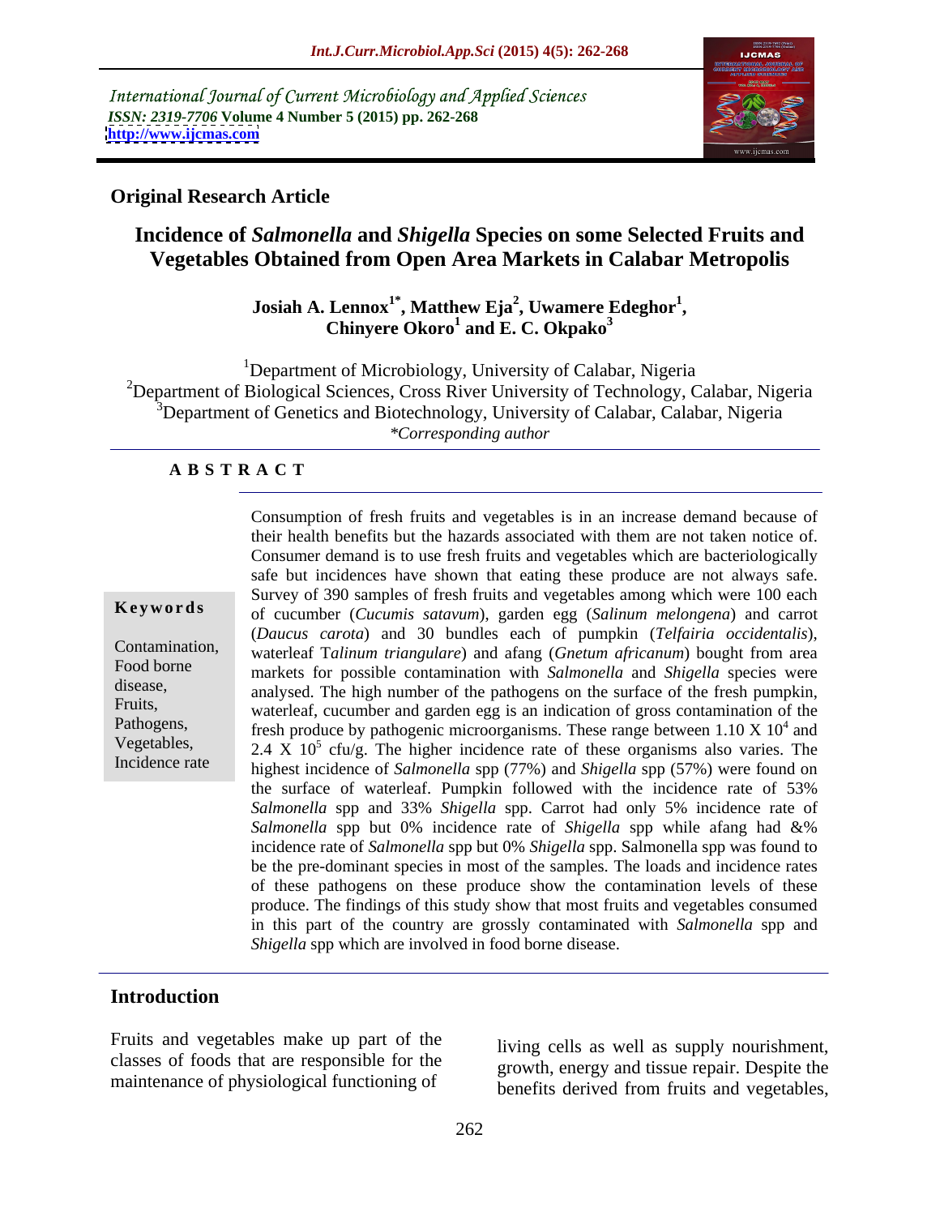International Journal of Current Microbiology and Applied Sciences
*ISSN: 2319-7706* **Volume 4 Number 5 (2015) pp. 262-268**
**http://www.ijcmas.com**

**Original Research Article**

# Incidence of *Salmonella* and *Shigella* Species on some Selected Fruits and Vegetables Obtained from Open Area Markets in Calabar Metropolis

**Josiah A. Lennox[1*], Matthew Eja[2], Uwamere Edeghor[1], Chinyere Okoro[1] and E. C. Okpako[3]**

[1]Department of Microbiology, University of Calabar, Nigeria
[2]Department of Biological Sciences, Cross River University of Technology, Calabar, Nigeria
[3]Department of Genetics and Biotechnology, University of Calabar, Calabar, Nigeria
*\*Corresponding author*

## ABSTRACT

**Keywords**

Contamination, Food borne disease, Fruits, Pathogens, Vegetables, Incidence rate

Consumption of fresh fruits and vegetables is in an increase demand because of their health benefits but the hazards associated with them are not taken notice of. Consumer demand is to use fresh fruits and vegetables which are bacteriologically safe but incidences have shown that eating these produce are not always safe. Survey of 390 samples of fresh fruits and vegetables among which were 100 each of cucumber (*Cucumis satavum*), garden egg (*Salinum melongena*) and carrot (*Daucus carota*) and 30 bundles each of pumpkin (*Telfairia occidentalis*), waterleaf T*alinum triangulare*) and afang (*Gnetum africanum*) bought from area markets for possible contamination with *Salmonella* and *Shigella* species were analysed. The high number of the pathogens on the surface of the fresh pumpkin, waterleaf, cucumber and garden egg is an indication of gross contamination of the fresh produce by pathogenic microorganisms. These range between 1.10 X $10^4$ and 2.4 X $10^5$ cfu/g. The higher incidence rate of these organisms also varies. The highest incidence of *Salmonella* spp (77%) and *Shigella* spp (57%) were found on the surface of waterleaf. Pumpkin followed with the incidence rate of 53% *Salmonella* spp and 33% *Shigella* spp. Carrot had only 5% incidence rate of *Salmonella* spp but 0% incidence rate of *Shigella* spp while afang had &% incidence rate of *Salmonella* spp but 0% *Shigella* spp. Salmonella spp was found to be the pre-dominant species in most of the samples. The loads and incidence rates of these pathogens on these produce show the contamination levels of these produce. The findings of this study show that most fruits and vegetables consumed in this part of the country are grossly contaminated with *Salmonella* spp and *Shigella* spp which are involved in food borne disease.

## Introduction

Fruits and vegetables make up part of the classes of foods that are responsible for the maintenance of physiological functioning of living cells as well as supply nourishment, growth, energy and tissue repair. Despite the benefits derived from fruits and vegetables,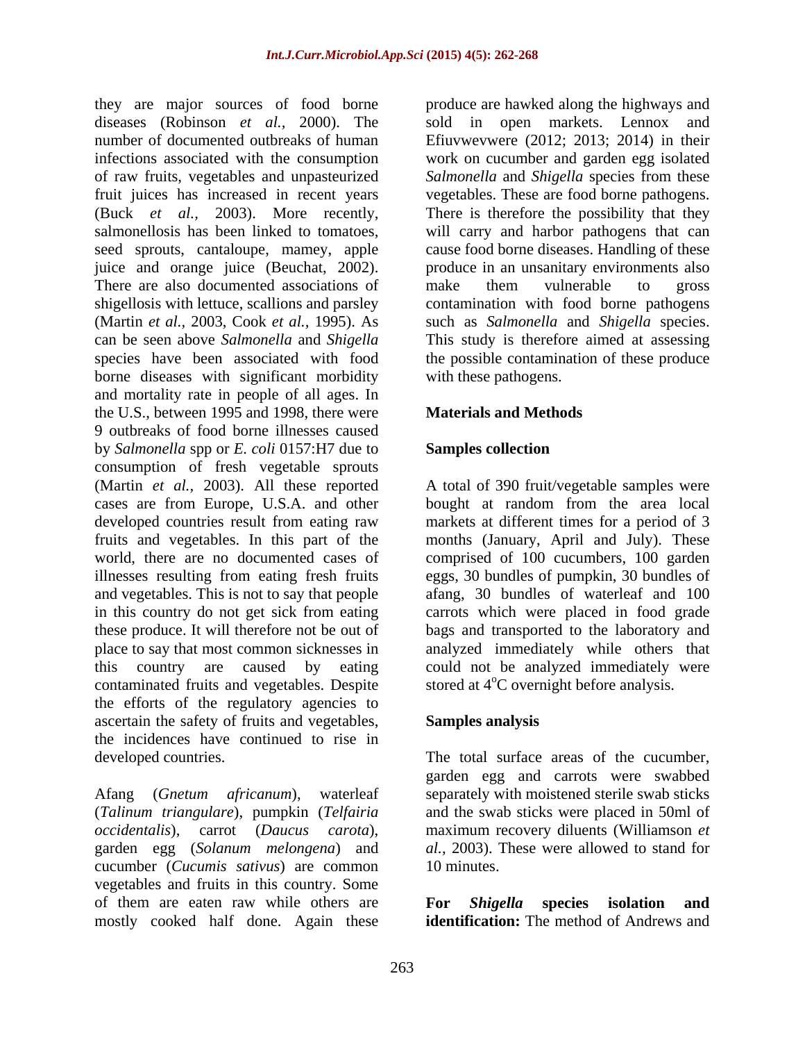they are major sources of food borne diseases (Robinson *et al.,* 2000). The number of documented outbreaks of human infections associated with the consumption of raw fruits, vegetables and unpasteurized fruit juices has increased in recent years (Buck *et al.,* 2003). More recently, salmonellosis has been linked to tomatoes, seed sprouts, cantaloupe, mamey, apple juice and orange juice (Beuchat, 2002). There are also documented associations of shigellosis with lettuce, scallions and parsley (Martin *et al.,* 2003, Cook *et al.,* 1995). As can be seen above *Salmonella* and *Shigella* species have been associated with food borne diseases with significant morbidity and mortality rate in people of all ages. In the U.S., between 1995 and 1998, there were 9 outbreaks of food borne illnesses caused by *Salmonella* spp or *E. coli* 0157:H7 due to consumption of fresh vegetable sprouts (Martin *et al.,* 2003). All these reported cases are from Europe, U.S.A. and other developed countries result from eating raw fruits and vegetables. In this part of the world, there are no documented cases of illnesses resulting from eating fresh fruits and vegetables. This is not to say that people in this country do not get sick from eating these produce. It will therefore not be out of place to say that most common sicknesses in this country are caused by eating contaminated fruits and vegetables. Despite the efforts of the regulatory agencies to ascertain the safety of fruits and vegetables, the incidences have continued to rise in developed countries.

Afang (*Gnetum africanum*), waterleaf (*Talinum triangulare*), pumpkin (*Telfairia occidentalis*), carrot (*Daucus carota*), garden egg (*Solanum melongena*) and cucumber (*Cucumis sativus*) are common vegetables and fruits in this country. Some of them are eaten raw while others are mostly cooked half done. Again these produce are hawked along the highways and sold in open markets. Lennox and Efiuvwevwere (2012; 2013; 2014) in their work on cucumber and garden egg isolated *Salmonella* and *Shigella* species from these vegetables. These are food borne pathogens. There is therefore the possibility that they will carry and harbor pathogens that can cause food borne diseases. Handling of these produce in an unsanitary environments also make them vulnerable to gross contamination with food borne pathogens such as *Salmonella* and *Shigella* species. This study is therefore aimed at assessing the possible contamination of these produce with these pathogens.

## Materials and Methods

### Samples collection

A total of 390 fruit/vegetable samples were bought at random from the area local markets at different times for a period of 3 months (January, April and July). These comprised of 100 cucumbers, 100 garden eggs, 30 bundles of pumpkin, 30 bundles of afang, 30 bundles of waterleaf and 100 carrots which were placed in food grade bags and transported to the laboratory and analyzed immediately while others that could not be analyzed immediately were stored at $4^{o}$C overnight before analysis.

### Samples analysis

The total surface areas of the cucumber, garden egg and carrots were swabbed separately with moistened sterile swab sticks and the swab sticks were placed in 50ml of maximum recovery diluents (Williamson *et al.,* 2003). These were allowed to stand for 10 minutes.

**For *Shigella* species isolation and identification:** The method of Andrews and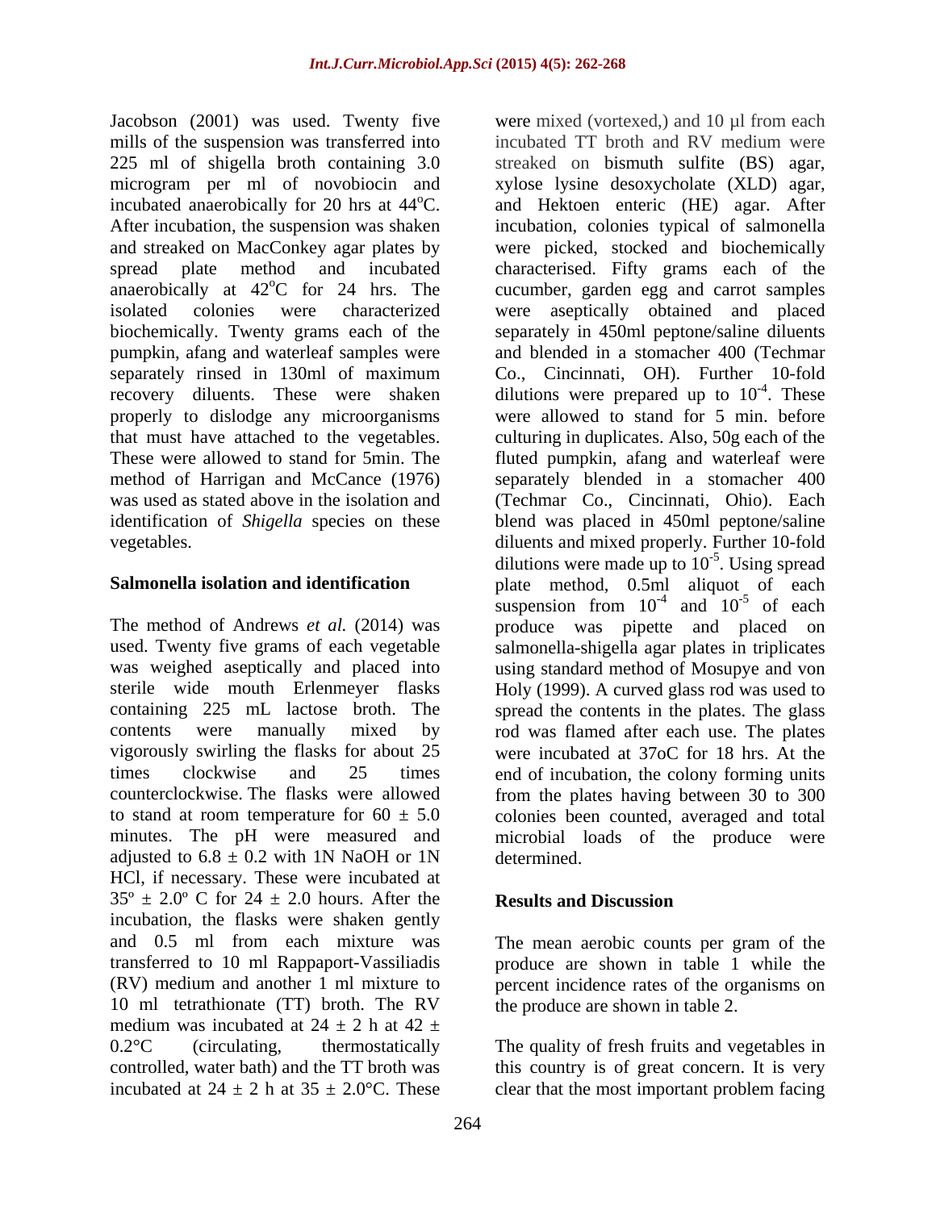Jacobson (2001) was used. Twenty five mills of the suspension was transferred into 225 ml of shigella broth containing 3.0 microgram per ml of novobiocin and incubated anaerobically for 20 hrs at 44$^{o}$C. After incubation, the suspension was shaken and streaked on MacConkey agar plates by spread plate method and incubated anaerobically at 42$^{o}$C for 24 hrs. The isolated colonies were characterized biochemically. Twenty grams each of the pumpkin, afang and waterleaf samples were separately rinsed in 130ml of maximum recovery diluents. These were shaken properly to dislodge any microorganisms that must have attached to the vegetables. These were allowed to stand for 5min. The method of Harrigan and McCance (1976) was used as stated above in the isolation and identification of *Shigella* species on these vegetables.

## Salmonella isolation and identification

The method of Andrews *et al.* (2014) was used. Twenty five grams of each vegetable was weighed aseptically and placed into sterile wide mouth Erlenmeyer flasks containing 225 mL lactose broth. The contents were manually mixed by vigorously swirling the flasks for about 25 times clockwise and 25 times counterclockwise. The flasks were allowed to stand at room temperature for 60 ± 5.0 minutes. The pH were measured and adjusted to 6.8 ± 0.2 with 1N NaOH or 1N HCl, if necessary. These were incubated at 35º ± 2.0º C for 24 ± 2.0 hours. After the incubation, the flasks were shaken gently and 0.5 ml from each mixture was transferred to 10 ml Rappaport-Vassiliadis (RV) medium and another 1 ml mixture to 10 ml tetrathionate (TT) broth. The RV medium was incubated at 24 ± 2 h at 42 ± 0.2°C (circulating, thermostatically controlled, water bath) and the TT broth was incubated at 24 ± 2 h at 35 ± 2.0°C. These were mixed (vortexed,) and 10 µl from each incubated TT broth and RV medium were streaked on bismuth sulfite (BS) agar, xylose lysine desoxycholate (XLD) agar, and Hektoen enteric (HE) agar. After incubation, colonies typical of salmonella were picked, stocked and biochemically characterised. Fifty grams each of the cucumber, garden egg and carrot samples were aseptically obtained and placed separately in 450ml peptone/saline diluents and blended in a stomacher 400 (Techmar Co., Cincinnati, OH). Further 10-fold dilutions were prepared up to $10^{-4}$. These were allowed to stand for 5 min. before culturing in duplicates. Also, 50g each of the fluted pumpkin, afang and waterleaf were separately blended in a stomacher 400 (Techmar Co., Cincinnati, Ohio). Each blend was placed in 450ml peptone/saline diluents and mixed properly. Further 10-fold dilutions were made up to $10^{-5}$. Using spread plate method, 0.5ml aliquot of each suspension from $10^{-4}$ and $10^{-5}$ of each produce was pipette and placed on salmonella-shigella agar plates in triplicates using standard method of Mosupye and von Holy (1999). A curved glass rod was used to spread the contents in the plates. The glass rod was flamed after each use. The plates were incubated at 37oC for 18 hrs. At the end of incubation, the colony forming units from the plates having between 30 to 300 colonies been counted, averaged and total microbial loads of the produce were determined.

## Results and Discussion

The mean aerobic counts per gram of the produce are shown in table 1 while the percent incidence rates of the organisms on the produce are shown in table 2.

The quality of fresh fruits and vegetables in this country is of great concern. It is very clear that the most important problem facing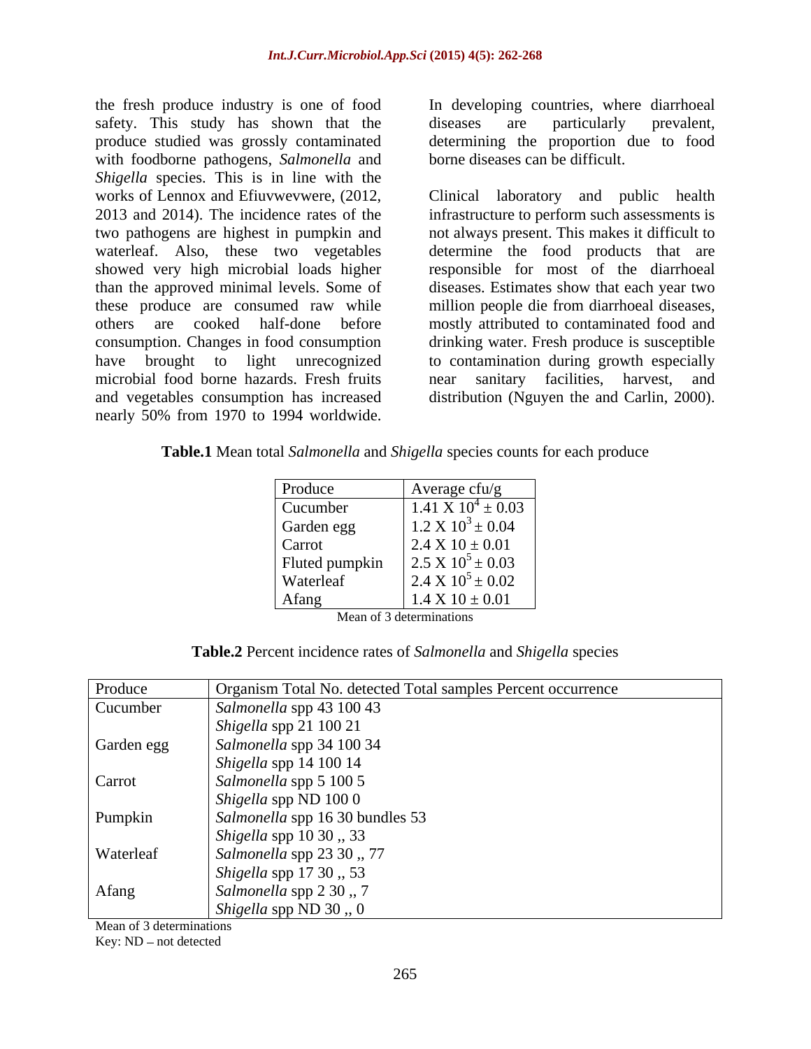the fresh produce industry is one of food safety. This study has shown that the produce studied was grossly contaminated with foodborne pathogens, *Salmonella* and *Shigella* species. This is in line with the works of Lennox and Efiuvwevwere, (2012, 2013 and 2014). The incidence rates of the two pathogens are highest in pumpkin and waterleaf. Also, these two vegetables showed very high microbial loads higher than the approved minimal levels. Some of these produce are consumed raw while others are cooked half-done before consumption. Changes in food consumption have brought to light unrecognized microbial food borne hazards. Fresh fruits and vegetables consumption has increased nearly 50% from 1970 to 1994 worldwide.

In developing countries, where diarrhoeal diseases are particularly prevalent, determining the proportion due to food borne diseases can be difficult.

Clinical laboratory and public health infrastructure to perform such assessments is not always present. This makes it difficult to determine the food products that are responsible for most of the diarrhoeal diseases. Estimates show that each year two million people die from diarrhoeal diseases, mostly attributed to contaminated food and drinking water. Fresh produce is susceptible to contamination during growth especially near sanitary facilities, harvest, and distribution (Nguyen the and Carlin, 2000).

**Table.1** Mean total *Salmonella* and *Shigella* species counts for each produce

| Produce | Average cfu/g |
|---|---|
| Cucumber | $1.41 \text{ X } 10^4 \pm 0.03$ |
| Garden egg | $1.2 \text{ X } 10^3 \pm 0.04$ |
| Carrot | $2.4 \text{ X } 10 \pm 0.01$ |
| Fluted pumpkin | $2.5 \text{ X } 10^5 \pm 0.03$ |
| Waterleaf | $2.4 \text{ X } 10^5 \pm 0.02$ |
| Afang | $1.4 \text{ X } 10 \pm 0.01$ |

Mean of 3 determinations

**Table.2** Percent incidence rates of *Salmonella* and *Shigella* species

| Produce | Organism Total No. detected Total samples Percent occurrence |
|---|---|
| Cucumber | *Salmonella* spp 43 100 43 |
| | *Shigella* spp 21 100 21 |
| Garden egg | *Salmonella* spp 34 100 34 |
| | *Shigella* spp 14 100 14 |
| Carrot | *Salmonella* spp 5 100 5 |
| | *Shigella* spp ND 100 0 |
| Pumpkin | *Salmonella* spp 16 30 bundles 53 |
| | *Shigella* spp 10 30 ,, 33 |
| Waterleaf | *Salmonella* spp 23 30 ,, 77 |
| | *Shigella* spp 17 30 ,, 53 |
| Afang | *Salmonella* spp 2 30 ,, 7 |
| | *Shigella* spp ND 30 ,, 0 |

Mean of 3 determinations

Key: ND – not detected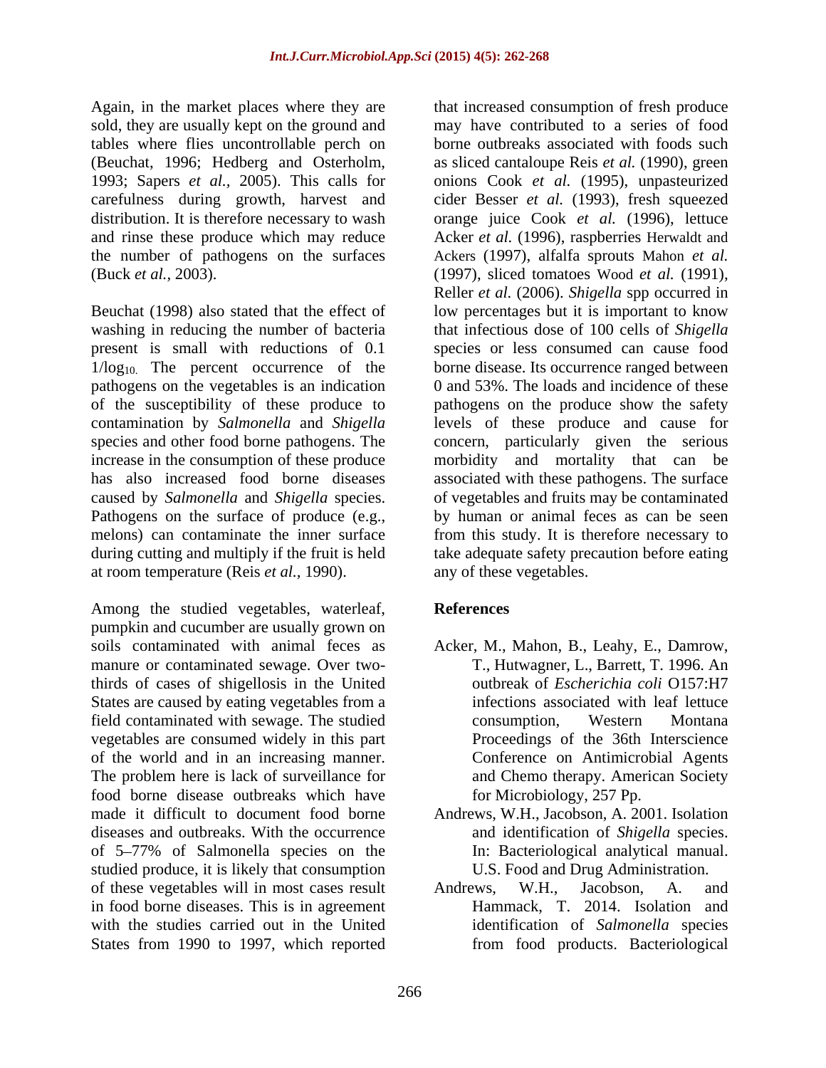Again, in the market places where they are sold, they are usually kept on the ground and tables where flies uncontrollable perch on (Beuchat, 1996; Hedberg and Osterholm, 1993; Sapers *et al.,* 2005). This calls for carefulness during growth, harvest and distribution. It is therefore necessary to wash and rinse these produce which may reduce the number of pathogens on the surfaces (Buck *et al.,* 2003).

Beuchat (1998) also stated that the effect of washing in reducing the number of bacteria present is small with reductions of 0.1 $1/\log_{10}$. The percent occurrence of the pathogens on the vegetables is an indication of the susceptibility of these produce to contamination by *Salmonella* and *Shigella* species and other food borne pathogens. The increase in the consumption of these produce has also increased food borne diseases caused by *Salmonella* and *Shigella* species. Pathogens on the surface of produce (e.g., melons) can contaminate the inner surface during cutting and multiply if the fruit is held at room temperature (Reis *et al.,* 1990).

Among the studied vegetables, waterleaf, pumpkin and cucumber are usually grown on soils contaminated with animal feces as manure or contaminated sewage. Over two-thirds of cases of shigellosis in the United States are caused by eating vegetables from a field contaminated with sewage. The studied vegetables are consumed widely in this part of the world and in an increasing manner. The problem here is lack of surveillance for food borne disease outbreaks which have made it difficult to document food borne diseases and outbreaks. With the occurrence of 5–77% of Salmonella species on the studied produce, it is likely that consumption of these vegetables will in most cases result in food borne diseases. This is in agreement with the studies carried out in the United States from 1990 to 1997, which reported that increased consumption of fresh produce may have contributed to a series of food borne outbreaks associated with foods such as sliced cantaloupe Reis *et al.* (1990), green onions Cook *et al.* (1995), unpasteurized cider Besser *et al.* (1993), fresh squeezed orange juice Cook *et al.* (1996), lettuce Acker *et al.* (1996), raspberries Herwaldt and Ackers (1997), alfalfa sprouts Mahon *et al.* (1997), sliced tomatoes Wood *et al.* (1991), Reller *et al.* (2006). *Shigella* spp occurred in low percentages but it is important to know that infectious dose of 100 cells of *Shigella* species or less consumed can cause food borne disease. Its occurrence ranged between 0 and 53%. The loads and incidence of these pathogens on the produce show the safety levels of these produce and cause for concern, particularly given the serious morbidity and mortality that can be associated with these pathogens. The surface of vegetables and fruits may be contaminated by human or animal feces as can be seen from this study. It is therefore necessary to take adequate safety precaution before eating any of these vegetables.

## References

Acker, M., Mahon, B., Leahy, E., Damrow, T., Hutwagner, L., Barrett, T. 1996. An outbreak of *Escherichia coli* O157:H7 infections associated with leaf lettuce consumption, Western Montana Proceedings of the 36th Interscience Conference on Antimicrobial Agents and Chemo therapy. American Society for Microbiology, 257 Pp.

Andrews, W.H., Jacobson, A. 2001. Isolation and identification of *Shigella* species. In: Bacteriological analytical manual. U.S. Food and Drug Administration.

Andrews, W.H., Jacobson, A. and Hammack, T. 2014. Isolation and identification of *Salmonella* species from food products. Bacteriological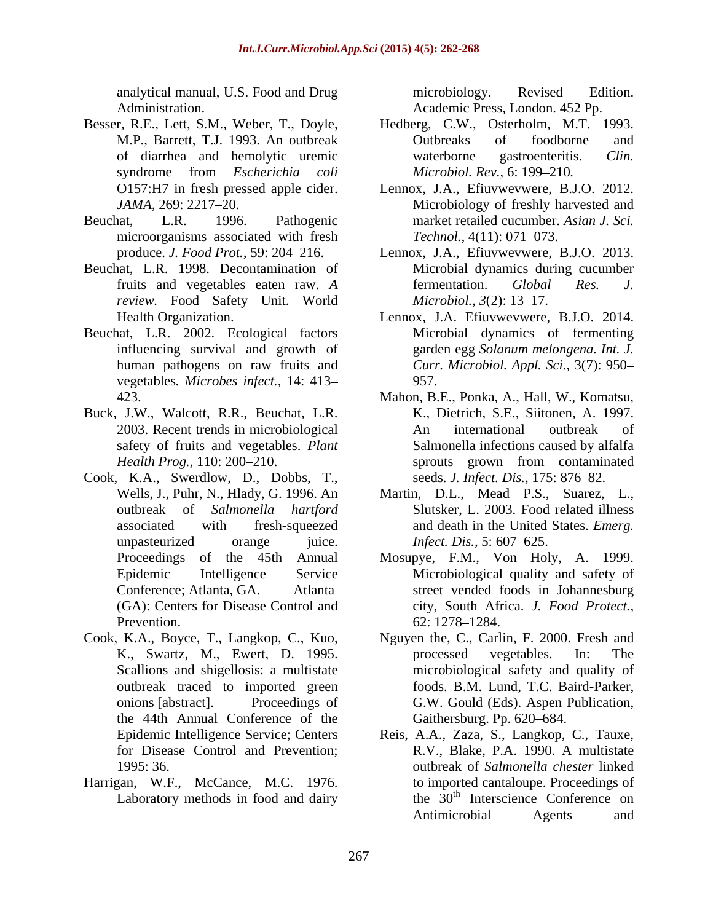analytical manual, U.S. Food and Drug Administration.

Besser, R.E., Lett, S.M., Weber, T., Doyle, M.P., Barrett, T.J. 1993. An outbreak of diarrhea and hemolytic uremic syndrome from *Escherichia coli* O157:H7 in fresh pressed apple cider. *JAMA,* 269: 2217–20.

Beuchat, L.R. 1996. Pathogenic microorganisms associated with fresh produce. *J. Food Prot.,* 59: 204–216.

Beuchat, L.R. 1998. Decontamination of fruits and vegetables eaten raw. *A review.* Food Safety Unit. World Health Organization.

Beuchat, L.R. 2002. Ecological factors influencing survival and growth of human pathogens on raw fruits and vegetables*. Microbes infect.,* 14: 413–423.

Buck, J.W., Walcott, R.R., Beuchat, L.R. 2003. Recent trends in microbiological safety of fruits and vegetables. *Plant Health Prog.,* 110: 200–210.

Cook, K.A., Swerdlow, D., Dobbs, T., Wells, J., Puhr, N., Hlady, G. 1996. An outbreak of *Salmonella hartford* associated with fresh-squeezed unpasteurized orange juice. Proceedings of the 45th Annual Epidemic Intelligence Service Conference; Atlanta, GA. Atlanta (GA): Centers for Disease Control and Prevention.

Cook, K.A., Boyce, T., Langkop, C., Kuo, K., Swartz, M., Ewert, D. 1995. Scallions and shigellosis: a multistate outbreak traced to imported green onions [abstract]. Proceedings of the 44th Annual Conference of the Epidemic Intelligence Service; Centers for Disease Control and Prevention; 1995: 36.

Harrigan, W.F., McCance, M.C. 1976. Laboratory methods in food and dairy microbiology. Revised Edition. Academic Press, London. 452 Pp.

Hedberg, C.W., Osterholm, M.T. 1993. Outbreaks of foodborne and waterborne gastroenteritis. *Clin. Microbiol. Rev.,* 6: 199–210*.*

Lennox, J.A., Efiuvwevwere, B.J.O. 2012. Microbiology of freshly harvested and market retailed cucumber. *Asian J. Sci. Technol.,* 4(11): 071–073.

Lennox, J.A., Efiuvwevwere, B.J.O. 2013. Microbial dynamics during cucumber fermentation. *Global Res. J. Microbiol., 3*(2): 13–17.

Lennox, J.A. Efiuvwevwere, B.J.O. 2014. Microbial dynamics of fermenting garden egg *Solanum melongena. Int. J. Curr. Microbiol. Appl. Sci.,* 3(7): 950–957.

Mahon, B.E., Ponka, A., Hall, W., Komatsu, K., Dietrich, S.E., Siitonen, A. 1997. An international outbreak of Salmonella infections caused by alfalfa sprouts grown from contaminated seeds. *J. Infect. Dis.,* 175: 876–82.

Martin, D.L., Mead P.S., Suarez, L., Slutsker, L. 2003. Food related illness and death in the United States. *Emerg. Infect. Dis.,* 5: 607–625.

Mosupye, F.M., Von Holy, A. 1999. Microbiological quality and safety of street vended foods in Johannesburg city, South Africa. *J. Food Protect.,* 62: 1278–1284.

Nguyen the, C., Carlin, F. 2000. Fresh and processed vegetables. In: The microbiological safety and quality of foods. B.M. Lund, T.C. Baird-Parker, G.W. Gould (Eds). Aspen Publication, Gaithersburg. Pp. 620–684.

Reis, A.A., Zaza, S., Langkop, C., Tauxe, R.V., Blake, P.A. 1990. A multistate outbreak of *Salmonella chester* linked to imported cantaloupe. Proceedings of the 30th Interscience Conference on Antimicrobial Agents and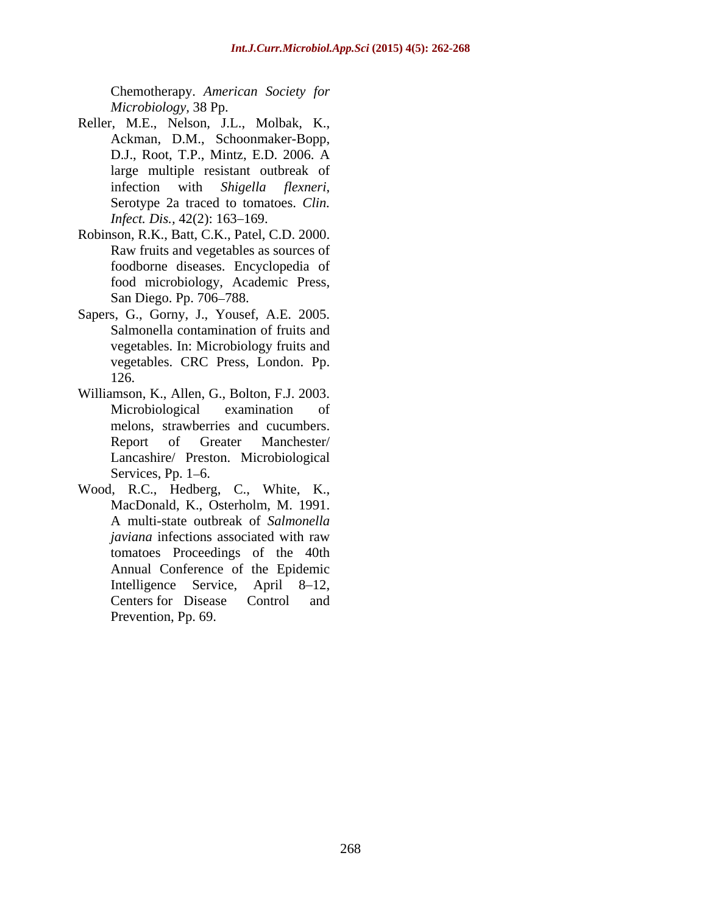Chemotherapy. *American Society for Microbiology,* 38 Pp.

Reller, M.E., Nelson, J.L., Molbak, K., Ackman, D.M., Schoonmaker-Bopp, D.J., Root, T.P., Mintz, E.D. 2006. A large multiple resistant outbreak of infection with *Shigella flexneri*, Serotype 2a traced to tomatoes. *Clin. Infect. Dis.,* 42(2): 163–169.

Robinson, R.K., Batt, C.K., Patel, C.D. 2000. Raw fruits and vegetables as sources of foodborne diseases. Encyclopedia of food microbiology, Academic Press, San Diego. Pp. 706–788.

Sapers, G., Gorny, J., Yousef, A.E. 2005. Salmonella contamination of fruits and vegetables. In: Microbiology fruits and vegetables. CRC Press, London. Pp. 126.

Williamson, K., Allen, G., Bolton, F.J. 2003. Microbiological examination of melons, strawberries and cucumbers. Report of Greater Manchester/ Lancashire/ Preston. Microbiological Services, Pp. 1–6.

Wood, R.C., Hedberg, C., White, K., MacDonald, K., Osterholm, M. 1991. A multi-state outbreak of *Salmonella javiana* infections associated with raw tomatoes Proceedings of the 40th Annual Conference of the Epidemic Intelligence Service, April 8–12, Centers for Disease Control and Prevention, Pp. 69.